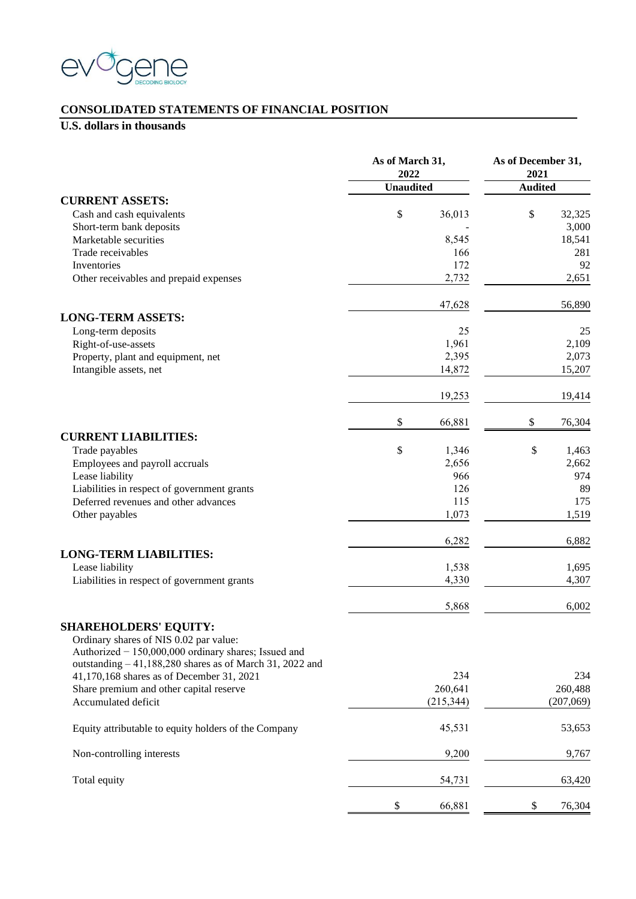## CONSOLIDATED STATEMENTS OF FINANCIAL POSITION

**U.S. dollars in thousands**

| | As of March 31, 2022 | As of December 31, 2021 |
|---|---|---|
| | **Unaudited** | **Audited** |
| **CURRENT ASSETS:** | | |
| Cash and cash equivalents | $ 36,013 | $ 32,325 |
| Short-term bank deposits | - | 3,000 |
| Marketable securities | 8,545 | 18,541 |
| Trade receivables | 166 | 281 |
| Inventories | 172 | 92 |
| Other receivables and prepaid expenses | 2,732 | 2,651 |
| | 47,628 | 56,890 |
| **LONG-TERM ASSETS:** | | |
| Long-term deposits | 25 | 25 |
| Right-of-use-assets | 1,961 | 2,109 |
| Property, plant and equipment, net | 2,395 | 2,073 |
| Intangible assets, net | 14,872 | 15,207 |
| | 19,253 | 19,414 |
| | $ 66,881 | $ 76,304 |
| **CURRENT LIABILITIES:** | | |
| Trade payables | $ 1,346 | $ 1,463 |
| Employees and payroll accruals | 2,656 | 2,662 |
| Lease liability | 966 | 974 |
| Liabilities in respect of government grants | 126 | 89 |
| Deferred revenues and other advances | 115 | 175 |
| Other payables | 1,073 | 1,519 |
| | 6,282 | 6,882 |
| **LONG-TERM LIABILITIES:** | | |
| Lease liability | 1,538 | 1,695 |
| Liabilities in respect of government grants | 4,330 | 4,307 |
| | 5,868 | 6,002 |
| **SHAREHOLDERS' EQUITY:** | | |
| Ordinary shares of NIS 0.02 par value: Authorized − 150,000,000 ordinary shares; Issued and outstanding – 41,188,280 shares as of March 31, 2022 and 41,170,168 shares as of December 31, 2021 | 234 | 234 |
| Share premium and other capital reserve | 260,641 | 260,488 |
| Accumulated deficit | (215,344) | (207,069) |
| Equity attributable to equity holders of the Company | 45,531 | 53,653 |
| Non-controlling interests | 9,200 | 9,767 |
| Total equity | 54,731 | 63,420 |
| | $ 66,881 | $ 76,304 |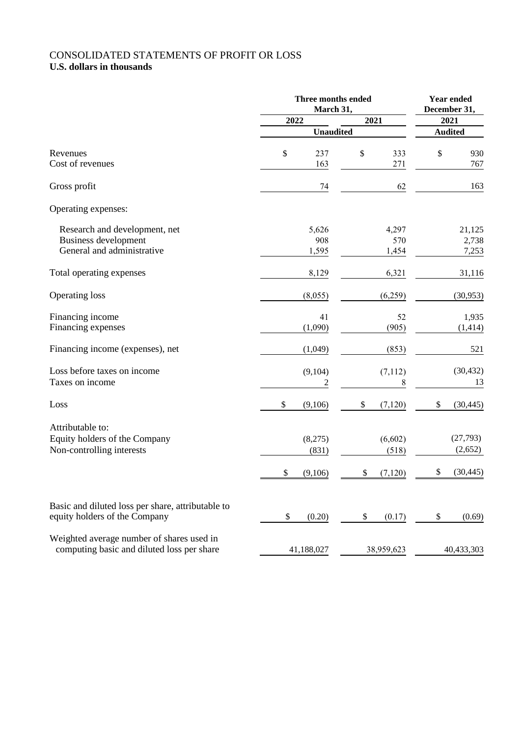# CONSOLIDATED STATEMENTS OF PROFIT OR LOSS
**U.S. dollars in thousands**

| | Three months ended March 31, | | Year ended December 31, |
|---|---|---|---|
| | 2022 | 2021 | 2021 |
| | Unaudited | | Audited |
| Revenues | $ 237 | $ 333 | $ 930 |
| Cost of revenues | 163 | 271 | 767 |
| Gross profit | 74 | 62 | 163 |
| Operating expenses: | | | |
| Research and development, net | 5,626 | 4,297 | 21,125 |
| Business development | 908 | 570 | 2,738 |
| General and administrative | 1,595 | 1,454 | 7,253 |
| Total operating expenses | 8,129 | 6,321 | 31,116 |
| Operating loss | (8,055) | (6,259) | (30,953) |
| Financing income | 41 | 52 | 1,935 |
| Financing expenses | (1,090) | (905) | (1,414) |
| Financing income (expenses), net | (1,049) | (853) | 521 |
| Loss before taxes on income | (9,104) | (7,112) | (30,432) |
| Taxes on income | 2 | 8 | 13 |
| Loss | $ (9,106) | $ (7,120) | $ (30,445) |
| Attributable to: | | | |
| Equity holders of the Company | (8,275) | (6,602) | (27,793) |
| Non-controlling interests | (831) | (518) | (2,652) |
| | $ (9,106) | $ (7,120) | $ (30,445) |
| Basic and diluted loss per share, attributable to equity holders of the Company | $ (0.20) | $ (0.17) | $ (0.69) |
| Weighted average number of shares used in computing basic and diluted loss per share | 41,188,027 | 38,959,623 | 40,433,303 |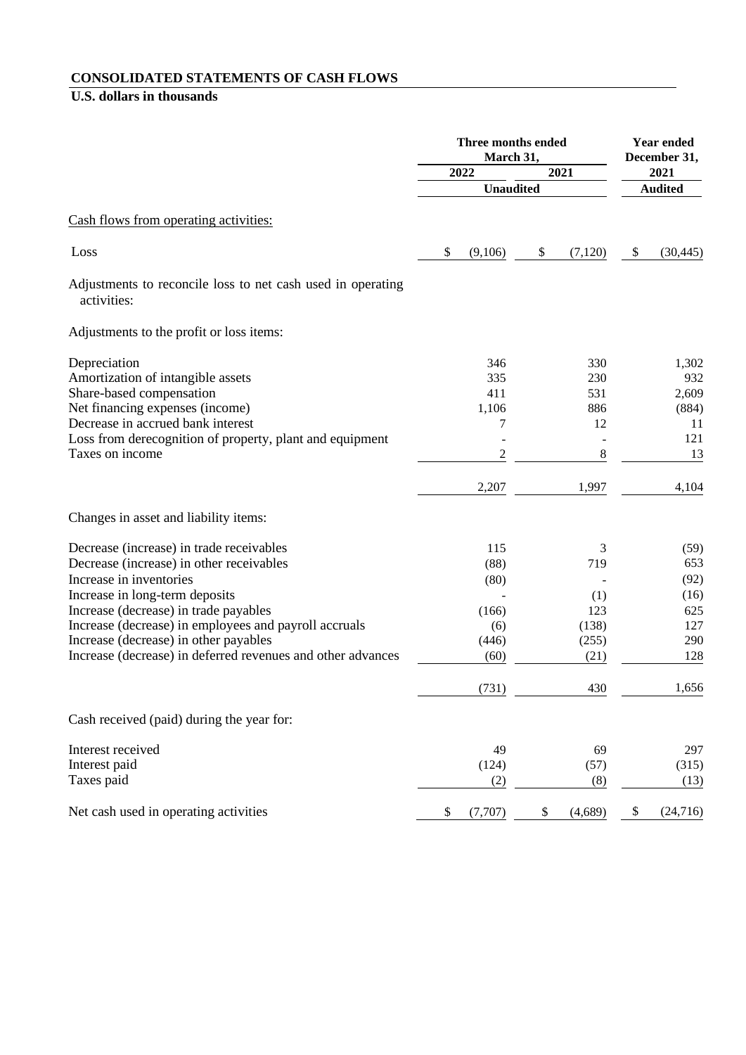**CONSOLIDATED STATEMENTS OF CASH FLOWS**

**U.S. dollars in thousands**

| | Three months ended March 31, | | Year ended December 31, |
|---|---|---|---|
| | 2022 | 2021 | 2021 |
| | Unaudited | | Audited |
| Cash flows from operating activities: | | | |
| Loss | $ (9,106) | $ (7,120) | $ (30,445) |
| Adjustments to reconcile loss to net cash used in operating activities: | | | |
| Adjustments to the profit or loss items: | | | |
| Depreciation | 346 | 330 | 1,302 |
| Amortization of intangible assets | 335 | 230 | 932 |
| Share-based compensation | 411 | 531 | 2,609 |
| Net financing expenses (income) | 1,106 | 886 | (884) |
| Decrease in accrued bank interest | 7 | 12 | 11 |
| Loss from derecognition of property, plant and equipment | - | - | 121 |
| Taxes on income | 2 | 8 | 13 |
| | 2,207 | 1,997 | 4,104 |
| Changes in asset and liability items: | | | |
| Decrease (increase) in trade receivables | 115 | 3 | (59) |
| Decrease (increase) in other receivables | (88) | 719 | 653 |
| Increase in inventories | (80) | - | (92) |
| Increase in long-term deposits | - | (1) | (16) |
| Increase (decrease) in trade payables | (166) | 123 | 625 |
| Increase (decrease) in employees and payroll accruals | (6) | (138) | 127 |
| Increase (decrease) in other payables | (446) | (255) | 290 |
| Increase (decrease) in deferred revenues and other advances | (60) | (21) | 128 |
| | (731) | 430 | 1,656 |
| Cash received (paid) during the year for: | | | |
| Interest received | 49 | 69 | 297 |
| Interest paid | (124) | (57) | (315) |
| Taxes paid | (2) | (8) | (13) |
| Net cash used in operating activities | $ (7,707) | $ (4,689) | $ (24,716) |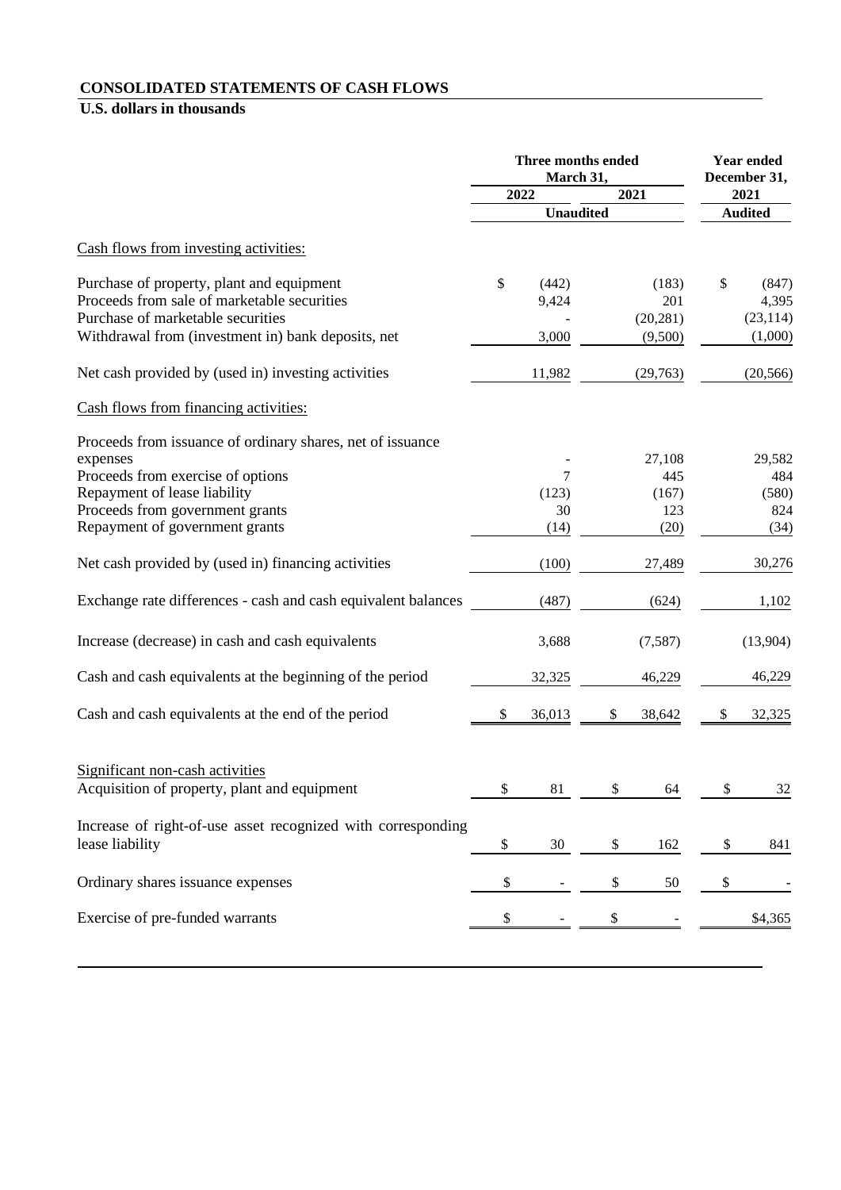**CONSOLIDATED STATEMENTS OF CASH FLOWS**

**U.S. dollars in thousands**

| | Three months ended March 31, | | Year ended December 31, |
|---|---|---|---|
| | 2022 | 2021 | 2021 |
| | Unaudited | | Audited |
| Cash flows from investing activities: | | | |
| Purchase of property, plant and equipment | $ (442) | (183) | $ (847) |
| Proceeds from sale of marketable securities | 9,424 | 201 | 4,395 |
| Purchase of marketable securities | - | (20,281) | (23,114) |
| Withdrawal from (investment in) bank deposits, net | 3,000 | (9,500) | (1,000) |
| Net cash provided by (used in) investing activities | 11,982 | (29,763) | (20,566) |
| Cash flows from financing activities: | | | |
| Proceeds from issuance of ordinary shares, net of issuance expenses | - | 27,108 | 29,582 |
| Proceeds from exercise of options | 7 | 445 | 484 |
| Repayment of lease liability | (123) | (167) | (580) |
| Proceeds from government grants | 30 | 123 | 824 |
| Repayment of government grants | (14) | (20) | (34) |
| Net cash provided by (used in) financing activities | (100) | 27,489 | 30,276 |
| Exchange rate differences - cash and cash equivalent balances | (487) | (624) | 1,102 |
| Increase (decrease) in cash and cash equivalents | 3,688 | (7,587) | (13,904) |
| Cash and cash equivalents at the beginning of the period | 32,325 | 46,229 | 46,229 |
| Cash and cash equivalents at the end of the period | $ 36,013 | $ 38,642 | $ 32,325 |
| Significant non-cash activities | | | |
| Acquisition of property, plant and equipment | $ 81 | $ 64 | $ 32 |
| Increase of right-of-use asset recognized with corresponding lease liability | $ 30 | $ 162 | $ 841 |
| Ordinary shares issuance expenses | $ - | $ 50 | $ - |
| Exercise of pre-funded warrants | $ - | $ - | $4,365 |